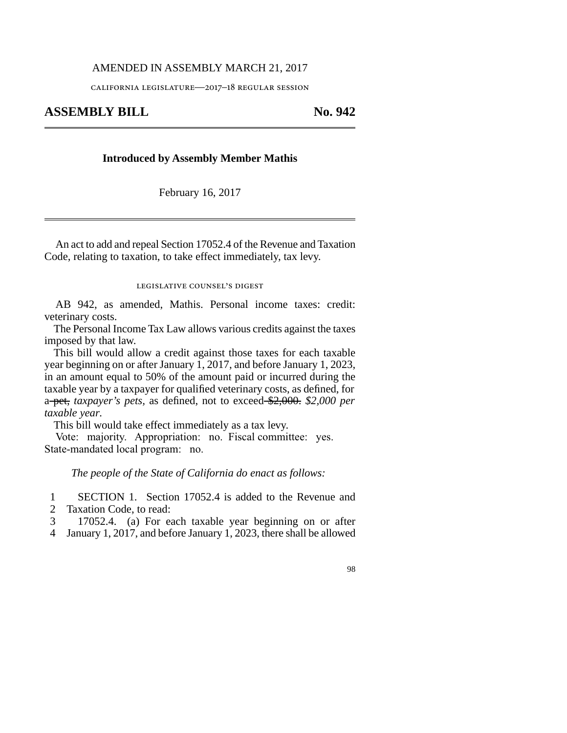AMENDED IN ASSEMBLY MARCH 21, 2017

CALIFORNIA LEGISLATURE—2017–18 REGULAR SESSION

# ASSEMBLY BILL No. 942

---

**Introduced by Assembly Member Mathis**

February 16, 2017

---

An act to add and repeal Section 17052.4 of the Revenue and Taxation Code, relating to taxation, to take effect immediately, tax levy.

LEGISLATIVE COUNSEL'S DIGEST

AB 942, as amended, Mathis. Personal income taxes: credit: veterinary costs.

The Personal Income Tax Law allows various credits against the taxes imposed by that law.

This bill would allow a credit against those taxes for each taxable year beginning on or after January 1, 2017, and before January 1, 2023, in an amount equal to 50% of the amount paid or incurred during the taxable year by a taxpayer for qualified veterinary costs, as defined, for a ~~pet,~~ *taxpayer's pets*, as defined, not to exceed ~~$2,000.~~ *$2,000 per taxable year.*

This bill would take effect immediately as a tax levy.

Vote: majority. Appropriation: no. Fiscal committee: yes. State-mandated local program: no.

*The people of the State of California do enact as follows:*

1 SECTION 1. Section 17052.4 is added to the Revenue and
2 Taxation Code, to read:
3 17052.4. (a) For each taxable year beginning on or after
4 January 1, 2017, and before January 1, 2023, there shall be allowed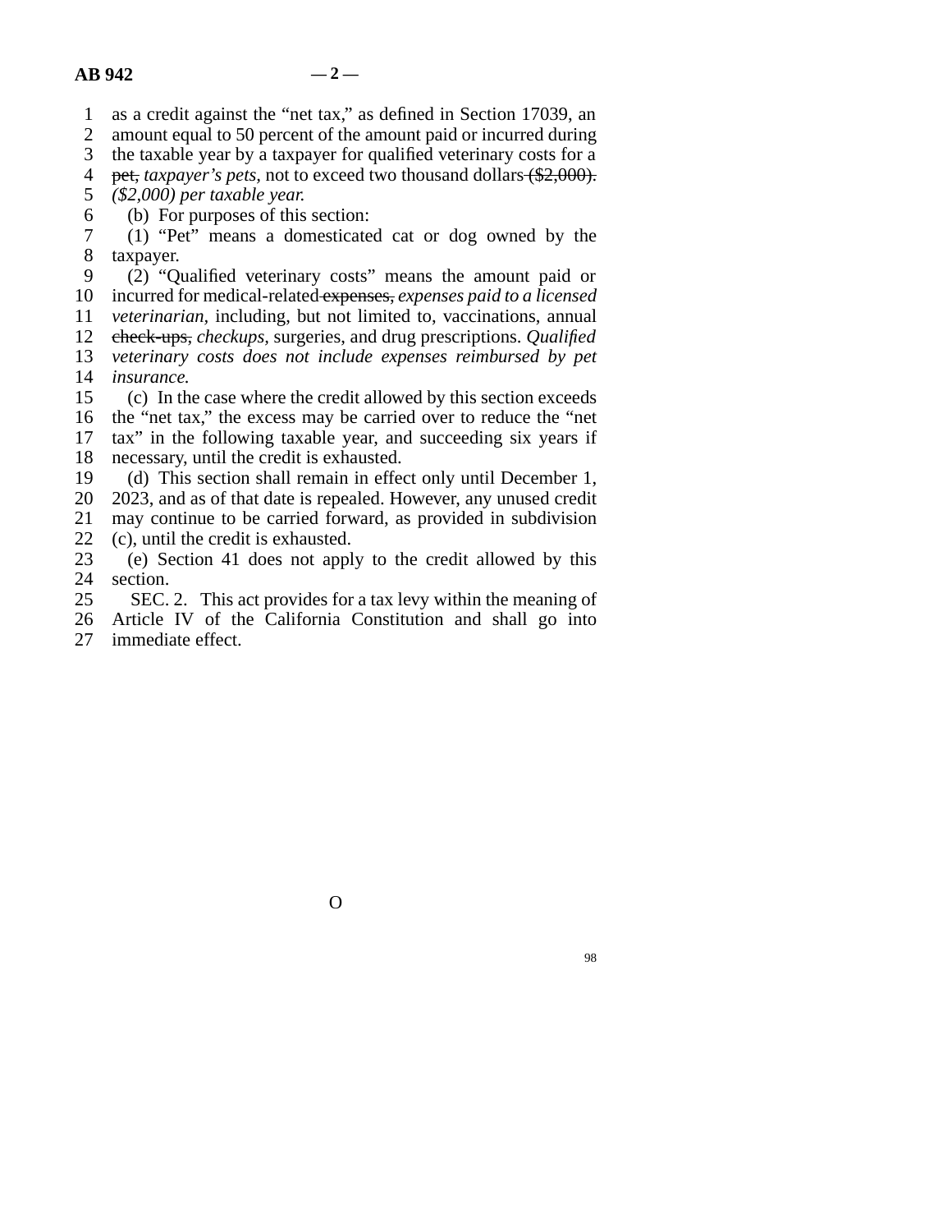as a credit against the "net tax," as defined in Section 17039, an amount equal to 50 percent of the amount paid or incurred during the taxable year by a taxpayer for qualified veterinary costs for a ~~pet,~~ *taxpayer's pets,* not to exceed two thousand dollars ~~($2,000).~~ *($2,000) per taxable year.*

(b) For purposes of this section:

(1) "Pet" means a domesticated cat or dog owned by the taxpayer.

(2) "Qualified veterinary costs" means the amount paid or incurred for medical-related ~~expenses,~~ *expenses paid to a licensed veterinarian,* including, but not limited to, vaccinations, annual ~~check-ups,~~ *checkups,* surgeries, and drug prescriptions. *Qualified veterinary costs does not include expenses reimbursed by pet insurance.*

(c) In the case where the credit allowed by this section exceeds the "net tax," the excess may be carried over to reduce the "net tax" in the following taxable year, and succeeding six years if necessary, until the credit is exhausted.

(d) This section shall remain in effect only until December 1, 2023, and as of that date is repealed. However, any unused credit may continue to be carried forward, as provided in subdivision (c), until the credit is exhausted.

(e) Section 41 does not apply to the credit allowed by this section.

SEC. 2. This act provides for a tax levy within the meaning of Article IV of the California Constitution and shall go into immediate effect.

O